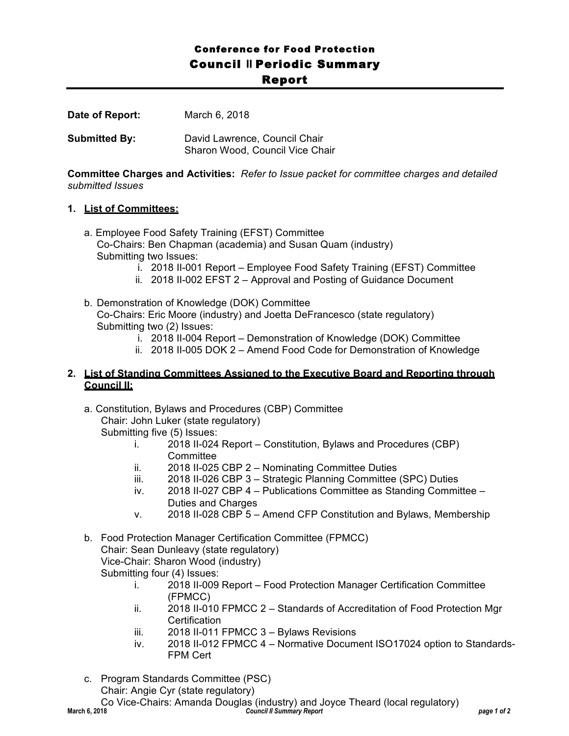# Conference for Food Protection

## Council II Periodic Summary Report

**Date of Report:** March 6, 2018

**Submitted By:** David Lawrence, Council Chair
Sharon Wood, Council Vice Chair

**Committee Charges and Activities:** *Refer to Issue packet for committee charges and detailed submitted Issues*

1. **List of Committees:**

   a. Employee Food Safety Training (EFST) Committee
   Co-Chairs: Ben Chapman (academia) and Susan Quam (industry)
   Submitting two Issues:
      i. 2018 II-001 Report – Employee Food Safety Training (EFST) Committee
      ii. 2018 II-002 EFST 2 – Approval and Posting of Guidance Document

   b. Demonstration of Knowledge (DOK) Committee
   Co-Chairs: Eric Moore (industry) and Joetta DeFrancesco (state regulatory)
   Submitting two (2) Issues:
      i. 2018 II-004 Report – Demonstration of Knowledge (DOK) Committee
      ii. 2018 II-005 DOK 2 – Amend Food Code for Demonstration of Knowledge

2. **List of Standing Committees Assigned to the Executive Board and Reporting through Council II:**

   a. Constitution, Bylaws and Procedures (CBP) Committee
   Chair: John Luker (state regulatory)
   Submitting five (5) Issues:
      i. 2018 II-024 Report – Constitution, Bylaws and Procedures (CBP) Committee
      ii. 2018 II-025 CBP 2 – Nominating Committee Duties
      iii. 2018 II-026 CBP 3 – Strategic Planning Committee (SPC) Duties
      iv. 2018 II-027 CBP 4 – Publications Committee as Standing Committee – Duties and Charges
      v. 2018 II-028 CBP 5 – Amend CFP Constitution and Bylaws, Membership

   b. Food Protection Manager Certification Committee (FPMCC)
   Chair: Sean Dunleavy (state regulatory)
   Vice-Chair: Sharon Wood (industry)
   Submitting four (4) Issues:
      i. 2018 II-009 Report – Food Protection Manager Certification Committee (FPMCC)
      ii. 2018 II-010 FPMCC 2 – Standards of Accreditation of Food Protection Mgr Certification
      iii. 2018 II-011 FPMCC 3 – Bylaws Revisions
      iv. 2018 II-012 FPMCC 4 – Normative Document ISO17024 option to Standards-FPM Cert

   c. Program Standards Committee (PSC)
   Chair: Angie Cyr (state regulatory)
   Co Vice-Chairs: Amanda Douglas (industry) and Joyce Theard (local regulatory)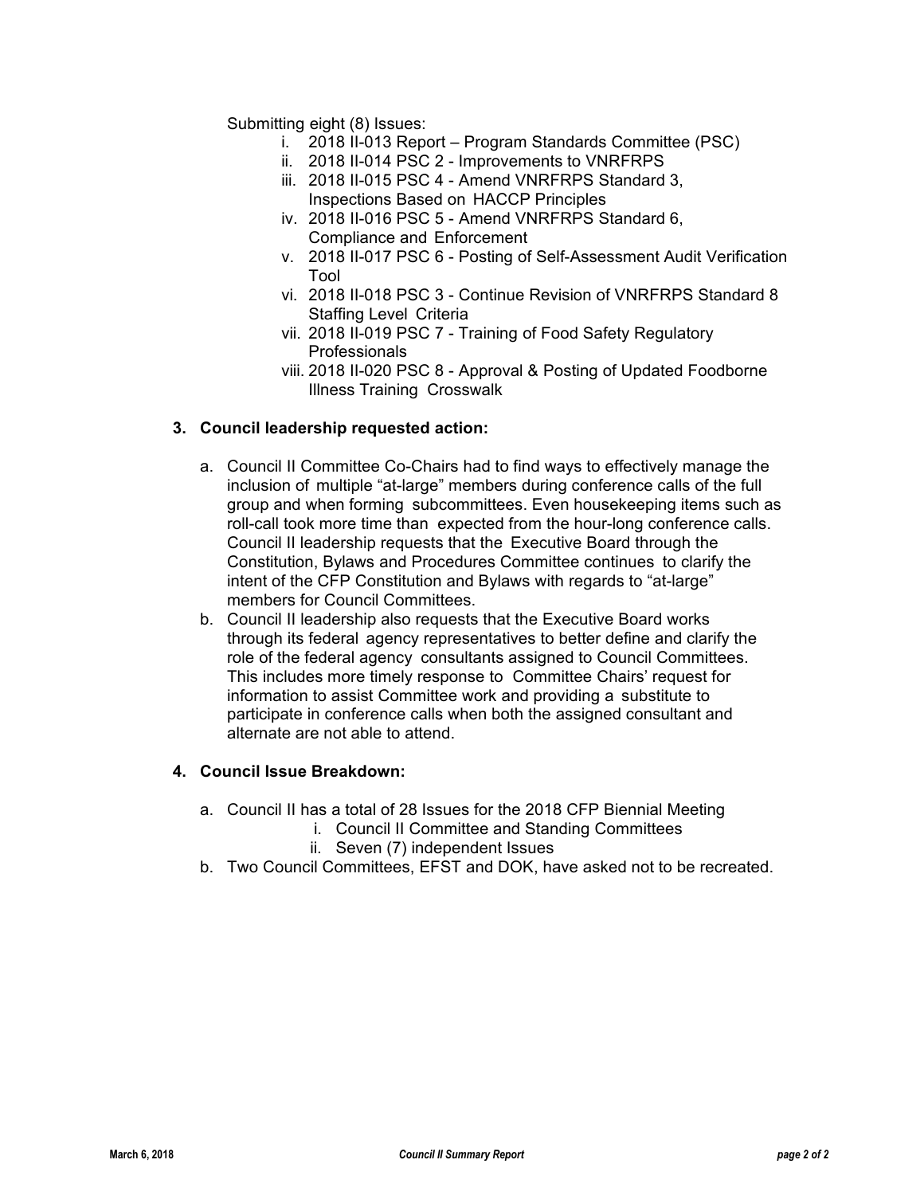Submitting eight (8) Issues:

i. 2018 II-013 Report – Program Standards Committee (PSC)
ii. 2018 II-014 PSC 2 - Improvements to VNRFRPS
iii. 2018 II-015 PSC 4 - Amend VNRFRPS Standard 3, Inspections Based on HACCP Principles
iv. 2018 II-016 PSC 5 - Amend VNRFRPS Standard 6, Compliance and Enforcement
v. 2018 II-017 PSC 6 - Posting of Self-Assessment Audit Verification Tool
vi. 2018 II-018 PSC 3 - Continue Revision of VNRFRPS Standard 8 Staffing Level Criteria
vii. 2018 II-019 PSC 7 - Training of Food Safety Regulatory Professionals
viii. 2018 II-020 PSC 8 - Approval & Posting of Updated Foodborne Illness Training Crosswalk

**3. Council leadership requested action:**

a. Council II Committee Co-Chairs had to find ways to effectively manage the inclusion of multiple "at-large" members during conference calls of the full group and when forming subcommittees. Even housekeeping items such as roll-call took more time than expected from the hour-long conference calls. Council II leadership requests that the Executive Board through the Constitution, Bylaws and Procedures Committee continues to clarify the intent of the CFP Constitution and Bylaws with regards to "at-large" members for Council Committees.

b. Council II leadership also requests that the Executive Board works through its federal agency representatives to better define and clarify the role of the federal agency consultants assigned to Council Committees. This includes more timely response to Committee Chairs' request for information to assist Committee work and providing a substitute to participate in conference calls when both the assigned consultant and alternate are not able to attend.

**4. Council Issue Breakdown:**

a. Council II has a total of 28 Issues for the 2018 CFP Biennial Meeting
   i. Council II Committee and Standing Committees
   ii. Seven (7) independent Issues

b. Two Council Committees, EFST and DOK, have asked not to be recreated.